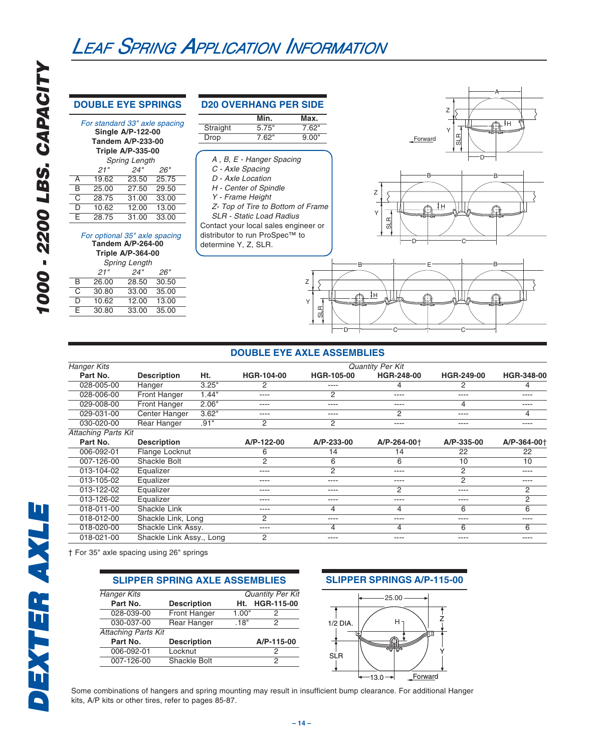# Leaf Spring Application Information

## DOUBLE EYE SPRINGS

*For standard 33" axle spacing*
**Single A/P-122-00**
**Tandem A/P-233-00**
**Triple A/P-335-00**

| | *Spring Length* | | |
|---|---|---|---|
| | *21"* | *24"* | *26"* |
| A | 19.62 | 23.50 | 25.75 |
| B | 25.00 | 27.50 | 29.50 |
| C | 28.75 | 31.00 | 33.00 |
| D | 10.62 | 12.00 | 13.00 |
| E | 28.75 | 31.00 | 33.00 |

*For optional 35" axle spacing*
**Tandem A/P-264-00**
**Triple A/P-364-00**

| | *Spring Length* | | |
|---|---|---|---|
| | *21"* | *24"* | *26"* |
| B | 26.00 | 28.50 | 30.50 |
| C | 30.80 | 33.00 | 35.00 |
| D | 10.62 | 12.00 | 13.00 |
| E | 30.80 | 33.00 | 35.00 |

## D20 OVERHANG PER SIDE

| | Min. | Max. |
|---|---|---|
| Straight | 5.75" | 7.62" |
| Drop | 7.62" | 9.00" |

*A , B, E - Hanger Spacing*
*C - Axle Spacing*
*D - Axle Location*
*H - Center of Spindle*
*Y - Frame Height*
*Z- Top of Tire to Bottom of Frame*
*SLR - Static Load Radius*
Contact your local sales engineer or distributor to run ProSpec™ to determine Y, Z, SLR.

## DOUBLE EYE AXLE ASSEMBLIES

| *Hanger Kits* | | | *Quantity Per Kit* | | | | |
|---|---|---|---|---|---|---|---|
| **Part No.** | **Description** | **Ht.** | **HGR-104-00** | **HGR-105-00** | **HGR-248-00** | **HGR-249-00** | **HGR-348-00** |
| 028-005-00 | Hanger | 3.25" | 2 | ---- | 4 | 2 | 4 |
| 028-006-00 | Front Hanger | 1.44" | ---- | 2 | ---- | ---- | ---- |
| 029-008-00 | Front Hanger | 2.06" | ---- | ---- | ---- | 4 | ---- |
| 029-031-00 | Center Hanger | 3.62" | ---- | ---- | 2 | ---- | 4 |
| 030-020-00 | Rear Hanger | .91" | 2 | 2 | ---- | ---- | ---- |
| *Attaching Parts Kit* | | | | | | | |
| **Part No.** | **Description** | | **A/P-122-00** | **A/P-233-00** | **A/P-264-00†** | **A/P-335-00** | **A/P-364-00†** |
| 006-092-01 | Flange Locknut | | 6 | 14 | 14 | 22 | 22 |
| 007-126-00 | Shackle Bolt | | 2 | 6 | 6 | 10 | 10 |
| 013-104-02 | Equalizer | | ---- | 2 | ---- | 2 | ---- |
| 013-105-02 | Equalizer | | ---- | ---- | ---- | 2 | ---- |
| 013-122-02 | Equalizer | | ---- | ---- | 2 | ---- | 2 |
| 013-126-02 | Equalizer | | ---- | ---- | ---- | ---- | 2 |
| 018-011-00 | Shackle Link | | ---- | 4 | 4 | 6 | 6 |
| 018-012-00 | Shackle Link, Long | | 2 | ---- | ---- | ---- | ---- |
| 018-020-00 | Shackle Link Assy. | | ---- | 4 | 4 | 6 | 6 |
| 018-021-00 | Shackle Link Assy., Long | | 2 | ---- | ---- | ---- | ---- |

† For 35" axle spacing using 26" springs

## SLIPPER SPRING AXLE ASSEMBLIES

| *Hanger Kits* | | | *Quantity Per Kit* |
|---|---|---|---|
| **Part No.** | **Description** | **Ht.** | **HGR-115-00** |
| 028-039-00 | Front Hanger | 1.00" | 2 |
| 030-037-00 | Rear Hanger | .18" | 2 |
| *Attaching Parts Kit* | | | |
| **Part No.** | **Description** | | **A/P-115-00** |
| 006-092-01 | Locknut | | 2 |
| 007-126-00 | Shackle Bolt | | 2 |

## SLIPPER SPRINGS A/P-115-00

Some combinations of hangers and spring mounting may result in insufficient bump clearance. For additional Hanger kits, A/P kits or other tires, refer to pages 85-87.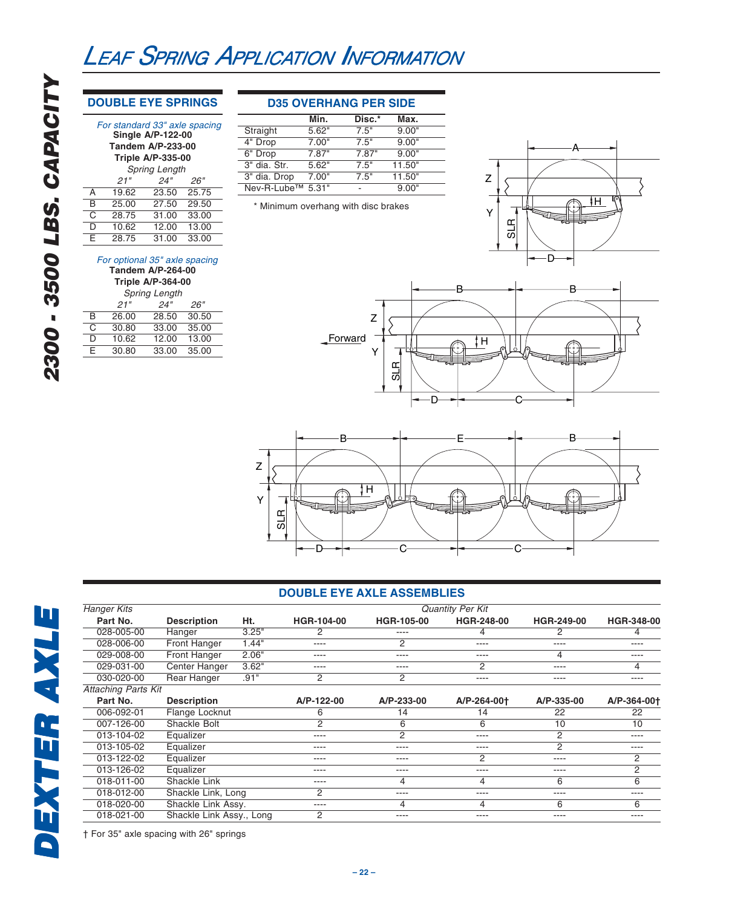# LEAF SPRING APPLICATION INFORMATION

## DOUBLE EYE SPRINGS

*For standard 33" axle spacing*
**Single A/P-122-00**
**Tandem A/P-233-00**
**Triple A/P-335-00**

| | *Spring Length* | | |
|---|---|---|---|
| | *21"* | *24"* | *26"* |
| A | 19.62 | 23.50 | 25.75 |
| B | 25.00 | 27.50 | 29.50 |
| C | 28.75 | 31.00 | 33.00 |
| D | 10.62 | 12.00 | 13.00 |
| E | 28.75 | 31.00 | 33.00 |

*For optional 35" axle spacing*
**Tandem A/P-264-00**
**Triple A/P-364-00**

| | *Spring Length* | | |
|---|---|---|---|
| | *21"* | *24"* | *26"* |
| B | 26.00 | 28.50 | 30.50 |
| C | 30.80 | 33.00 | 35.00 |
| D | 10.62 | 12.00 | 13.00 |
| E | 30.80 | 33.00 | 35.00 |

## D35 OVERHANG PER SIDE

| | Min. | Disc.* | Max. |
|---|---|---|---|
| Straight | 5.62" | 7.5" | 9.00" |
| 4" Drop | 7.00" | 7.5" | 9.00" |
| 6" Drop | 7.87" | 7.87" | 9.00" |
| 3" dia. Str. | 5.62" | 7.5" | 11.50" |
| 3" dia. Drop | 7.00" | 7.5" | 11.50" |
| Nev-R-Lube™ | 5.31" | - | 9.00" |

\* Minimum overhang with disc brakes

## DOUBLE EYE AXLE ASSEMBLIES

| *Hanger Kits* | | | *Quantity Per Kit* | | | | |
|---|---|---|---|---|---|---|---|
| **Part No.** | **Description** | **Ht.** | **HGR-104-00** | **HGR-105-00** | **HGR-248-00** | **HGR-249-00** | **HGR-348-00** |
| 028-005-00 | Hanger | 3.25" | 2 | ---- | 4 | 2 | 4 |
| 028-006-00 | Front Hanger | 1.44" | ---- | 2 | ---- | ---- | ---- |
| 029-008-00 | Front Hanger | 2.06" | ---- | ---- | ---- | 4 | ---- |
| 029-031-00 | Center Hanger | 3.62" | ---- | ---- | 2 | ---- | 4 |
| 030-020-00 | Rear Hanger | .91" | 2 | 2 | ---- | ---- | ---- |
| *Attaching Parts Kit* | | | | | | | |
| **Part No.** | **Description** | | **A/P-122-00** | **A/P-233-00** | **A/P-264-00†** | **A/P-335-00** | **A/P-364-00†** |
| 006-092-01 | Flange Locknut | | 6 | 14 | 14 | 22 | 22 |
| 007-126-00 | Shackle Bolt | | 2 | 6 | 6 | 10 | 10 |
| 013-104-02 | Equalizer | | ---- | 2 | ---- | 2 | ---- |
| 013-105-02 | Equalizer | | ---- | ---- | ---- | 2 | ---- |
| 013-122-02 | Equalizer | | ---- | ---- | 2 | ---- | 2 |
| 013-126-02 | Equalizer | | ---- | ---- | ---- | ---- | 2 |
| 018-011-00 | Shackle Link | | ---- | 4 | 4 | 6 | 6 |
| 018-012-00 | Shackle Link, Long | | 2 | ---- | ---- | ---- | ---- |
| 018-020-00 | Shackle Link Assy. | | ---- | 4 | 4 | 6 | 6 |
| 018-021-00 | Shackle Link Assy., Long | | 2 | ---- | ---- | ---- | ---- |

† For 35" axle spacing with 26" springs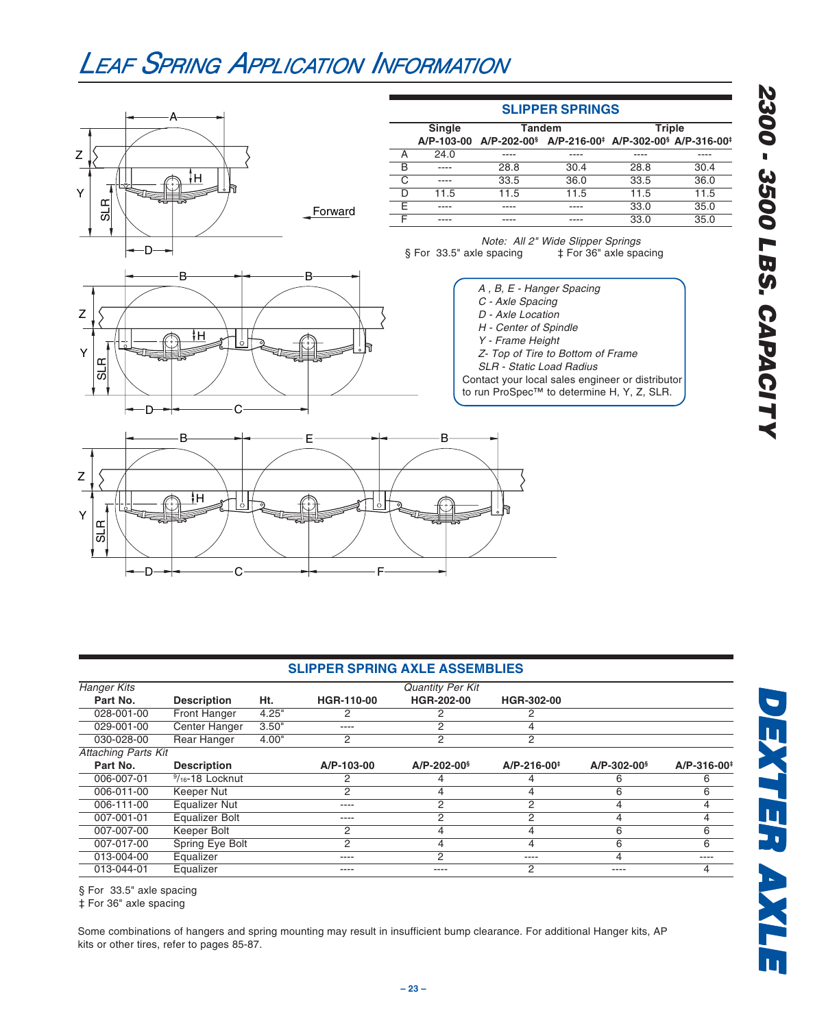# Leaf Spring Application Information

## SLIPPER SPRINGS

| | Single | Tandem | | Triple | |
|---|---|---|---|---|---|
| | A/P-103-00 | A/P-202-00§ | A/P-216-00‡ | A/P-302-00§ | A/P-316-00‡ |
| A | 24.0 | ---- | ---- | ---- | ---- |
| B | ---- | 28.8 | 30.4 | 28.8 | 30.4 |
| C | ---- | 33.5 | 36.0 | 33.5 | 36.0 |
| D | 11.5 | 11.5 | 11.5 | 11.5 | 11.5 |
| E | ---- | ---- | ---- | 33.0 | 35.0 |
| F | ---- | ---- | ---- | 33.0 | 35.0 |

*Note: All 2" Wide Slipper Springs*

§ For 33.5" axle spacing ‡ For 36" axle spacing

*A , B, E - Hanger Spacing*
*C - Axle Spacing*
*D - Axle Location*
*H - Center of Spindle*
*Y - Frame Height*
*Z- Top of Tire to Bottom of Frame*
*SLR - Static Load Radius*

Contact your local sales engineer or distributor to run ProSpec™ to determine H, Y, Z, SLR.

## SLIPPER SPRING AXLE ASSEMBLIES

| *Hanger Kits* | | | *Quantity Per Kit* | | | | |
|---|---|---|---|---|---|---|---|
| **Part No.** | **Description** | **Ht.** | **HGR-110-00** | **HGR-202-00** | **HGR-302-00** | | |
| 028-001-00 | Front Hanger | 4.25" | 2 | 2 | 2 | | |
| 029-001-00 | Center Hanger | 3.50" | ---- | 2 | 4 | | |
| 030-028-00 | Rear Hanger | 4.00" | 2 | 2 | 2 | | |
| *Attaching Parts Kit* | | | | | | | |
| **Part No.** | **Description** | | **A/P-103-00** | **A/P-202-00§** | **A/P-216-00‡** | **A/P-302-00§** | **A/P-316-00‡** |
| 006-007-01 | 9/16-18 Locknut | | 2 | 4 | 4 | 6 | 6 |
| 006-011-00 | Keeper Nut | | 2 | 4 | 4 | 6 | 6 |
| 006-111-00 | Equalizer Nut | | ---- | 2 | 2 | 4 | 4 |
| 007-001-01 | Equalizer Bolt | | ---- | 2 | 2 | 4 | 4 |
| 007-007-00 | Keeper Bolt | | 2 | 4 | 4 | 6 | 6 |
| 007-017-00 | Spring Eye Bolt | | 2 | 4 | 4 | 6 | 6 |
| 013-004-00 | Equalizer | | ---- | 2 | ---- | 4 | ---- |
| 013-044-01 | Equalizer | | ---- | ---- | 2 | ---- | 4 |

§ For 33.5" axle spacing
‡ For 36" axle spacing

Some combinations of hangers and spring mounting may result in insufficient bump clearance. For additional Hanger kits, AP kits or other tires, refer to pages 85-87.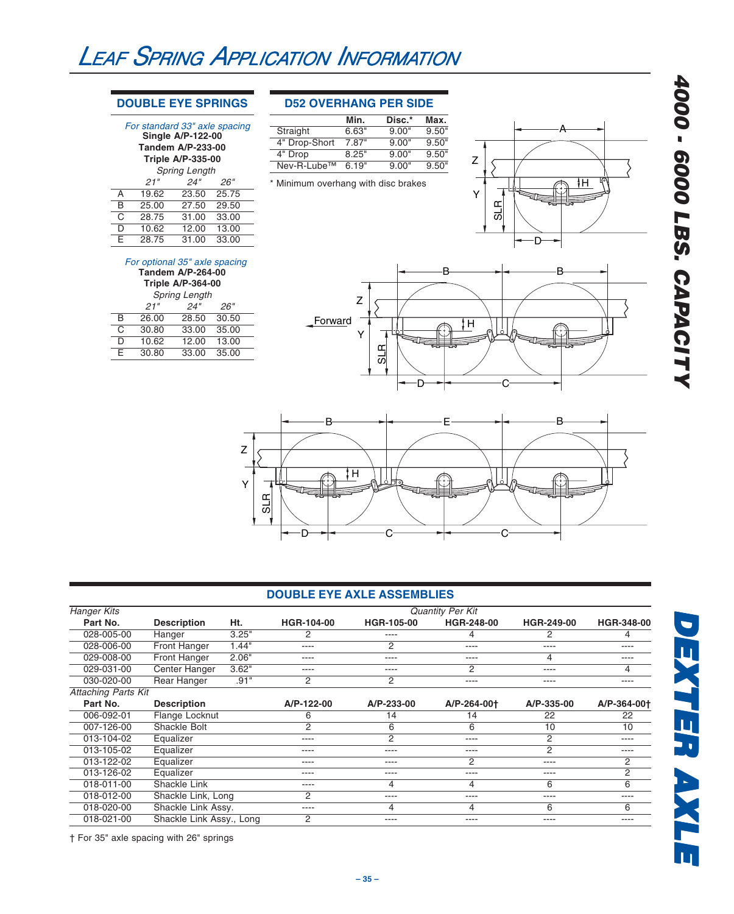# Leaf Spring Application Information

## DOUBLE EYE SPRINGS

*For standard 33" axle spacing*
**Single A/P-122-00**
**Tandem A/P-233-00**
**Triple A/P-335-00**

*Spring Length*

| | 21" | 24" | 26" |
|---|---|---|---|
| A | 19.62 | 23.50 | 25.75 |
| B | 25.00 | 27.50 | 29.50 |
| C | 28.75 | 31.00 | 33.00 |
| D | 10.62 | 12.00 | 13.00 |
| E | 28.75 | 31.00 | 33.00 |

*For optional 35" axle spacing*
**Tandem A/P-264-00**
**Triple A/P-364-00**

*Spring Length*

| | 21" | 24" | 26" |
|---|---|---|---|
| B | 26.00 | 28.50 | 30.50 |
| C | 30.80 | 33.00 | 35.00 |
| D | 10.62 | 12.00 | 13.00 |
| E | 30.80 | 33.00 | 35.00 |

## D52 OVERHANG PER SIDE

| | Min. | Disc.* | Max. |
|---|---|---|---|
| Straight | 6.63" | 9.00" | 9.50" |
| 4" Drop-Short | 7.87" | 9.00" | 9.50" |
| 4" Drop | 8.25" | 9.00" | 9.50" |
| Nev-R-Lube™ | 6.19" | 9.00" | 9.50" |

* Minimum overhang with disc brakes

## DOUBLE EYE AXLE ASSEMBLIES

| *Hanger Kits* | | | *Quantity Per Kit* | | | | |
|---|---|---|---|---|---|---|---|
| **Part No.** | **Description** | **Ht.** | **HGR-104-00** | **HGR-105-00** | **HGR-248-00** | **HGR-249-00** | **HGR-348-00** |
| 028-005-00 | Hanger | 3.25" | 2 | ---- | 4 | 2 | 4 |
| 028-006-00 | Front Hanger | 1.44" | ---- | 2 | ---- | ---- | ---- |
| 029-008-00 | Front Hanger | 2.06" | ---- | ---- | ---- | 4 | ---- |
| 029-031-00 | Center Hanger | 3.62" | ---- | ---- | 2 | ---- | 4 |
| 030-020-00 | Rear Hanger | .91" | 2 | 2 | ---- | ---- | ---- |
| *Attaching Parts Kit* | | | | | | | |
| **Part No.** | **Description** | | **A/P-122-00** | **A/P-233-00** | **A/P-264-00†** | **A/P-335-00** | **A/P-364-00†** |
| 006-092-01 | Flange Locknut | | 6 | 14 | 14 | 22 | 22 |
| 007-126-00 | Shackle Bolt | | 2 | 6 | 6 | 10 | 10 |
| 013-104-02 | Equalizer | | ---- | 2 | ---- | 2 | ---- |
| 013-105-02 | Equalizer | | ---- | ---- | ---- | 2 | ---- |
| 013-122-02 | Equalizer | | ---- | ---- | 2 | ---- | 2 |
| 013-126-02 | Equalizer | | ---- | ---- | ---- | ---- | 2 |
| 018-011-00 | Shackle Link | | ---- | 4 | 4 | 6 | 6 |
| 018-012-00 | Shackle Link, Long | | 2 | ---- | ---- | ---- | ---- |
| 018-020-00 | Shackle Link Assy. | | ---- | 4 | 4 | 6 | 6 |
| 018-021-00 | Shackle Link Assy., Long | | 2 | ---- | ---- | ---- | ---- |

† For 35" axle spacing with 26" springs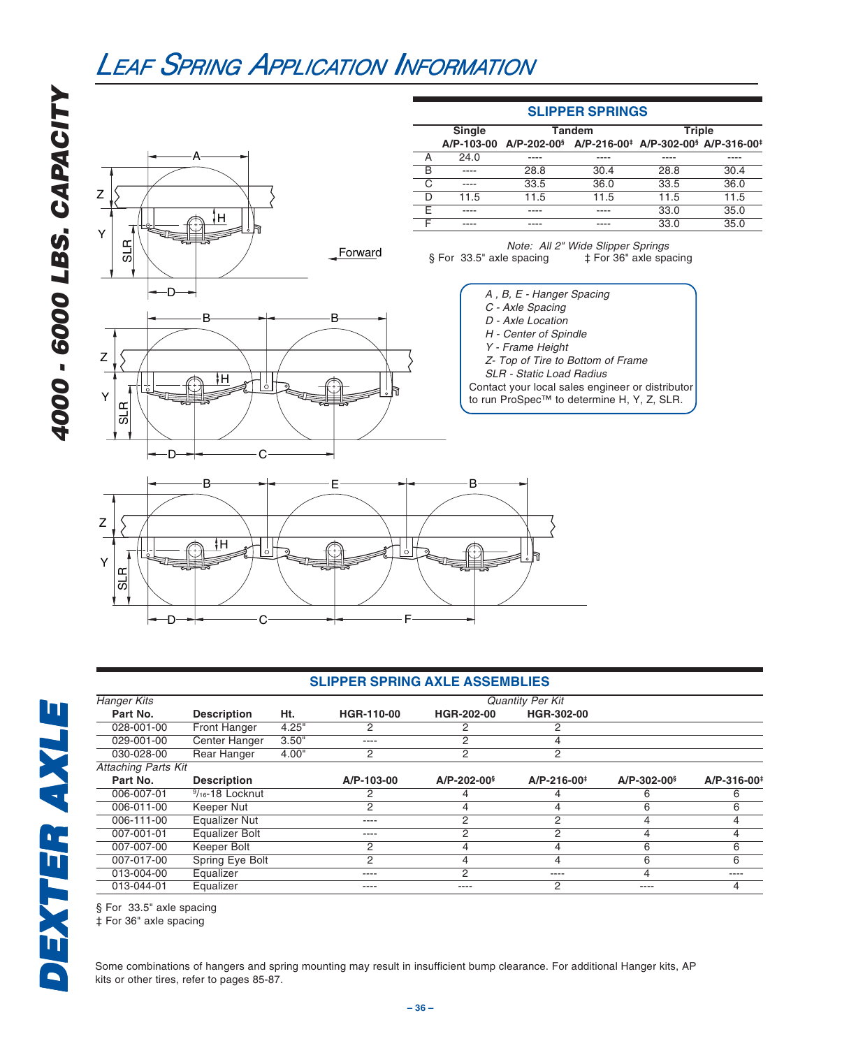# LEAF SPRING APPLICATION INFORMATION

## SLIPPER SPRINGS

| | Single | Tandem | | Triple | |
|---|---|---|---|---|---|
| | A/P-103-00 | A/P-202-00§ | A/P-216-00‡ | A/P-302-00§ | A/P-316-00‡ |
| A | 24.0 | ---- | ---- | ---- | ---- |
| B | ---- | 28.8 | 30.4 | 28.8 | 30.4 |
| C | ---- | 33.5 | 36.0 | 33.5 | 36.0 |
| D | 11.5 | 11.5 | 11.5 | 11.5 | 11.5 |
| E | ---- | ---- | ---- | 33.0 | 35.0 |
| F | ---- | ---- | ---- | 33.0 | 35.0 |

*Note: All 2" Wide Slipper Springs*

§ For 33.5" axle spacing ‡ For 36" axle spacing

*A , B, E - Hanger Spacing*
*C - Axle Spacing*
*D - Axle Location*
*H - Center of Spindle*
*Y - Frame Height*
*Z- Top of Tire to Bottom of Frame*
*SLR - Static Load Radius*
Contact your local sales engineer or distributor to run ProSpec™ to determine H, Y, Z, SLR.

## SLIPPER SPRING AXLE ASSEMBLIES

| *Hanger Kits* | | | *Quantity Per Kit* | | | | |
|---|---|---|---|---|---|---|---|
| Part No. | Description | Ht. | HGR-110-00 | HGR-202-00 | HGR-302-00 | | |
| 028-001-00 | Front Hanger | 4.25" | 2 | 2 | 2 | | |
| 029-001-00 | Center Hanger | 3.50" | ---- | 2 | 4 | | |
| 030-028-00 | Rear Hanger | 4.00" | 2 | 2 | 2 | | |
| *Attaching Parts Kit* | | | | | | | |
| Part No. | Description | | A/P-103-00 | A/P-202-00§ | A/P-216-00‡ | A/P-302-00§ | A/P-316-00‡ |
| 006-007-01 | 9/16-18 Locknut | | 2 | 4 | 4 | 6 | 6 |
| 006-011-00 | Keeper Nut | | 2 | 4 | 4 | 6 | 6 |
| 006-111-00 | Equalizer Nut | | ---- | 2 | 2 | 4 | 4 |
| 007-001-01 | Equalizer Bolt | | ---- | 2 | 2 | 4 | 4 |
| 007-007-00 | Keeper Bolt | | 2 | 4 | 4 | 6 | 6 |
| 007-017-00 | Spring Eye Bolt | | 2 | 4 | 4 | 6 | 6 |
| 013-004-00 | Equalizer | | ---- | 2 | ---- | 4 | ---- |
| 013-044-01 | Equalizer | | ---- | ---- | 2 | ---- | 4 |

§ For 33.5" axle spacing
‡ For 36" axle spacing

Some combinations of hangers and spring mounting may result in insufficient bump clearance. For additional Hanger kits, AP kits or other tires, refer to pages 85-87.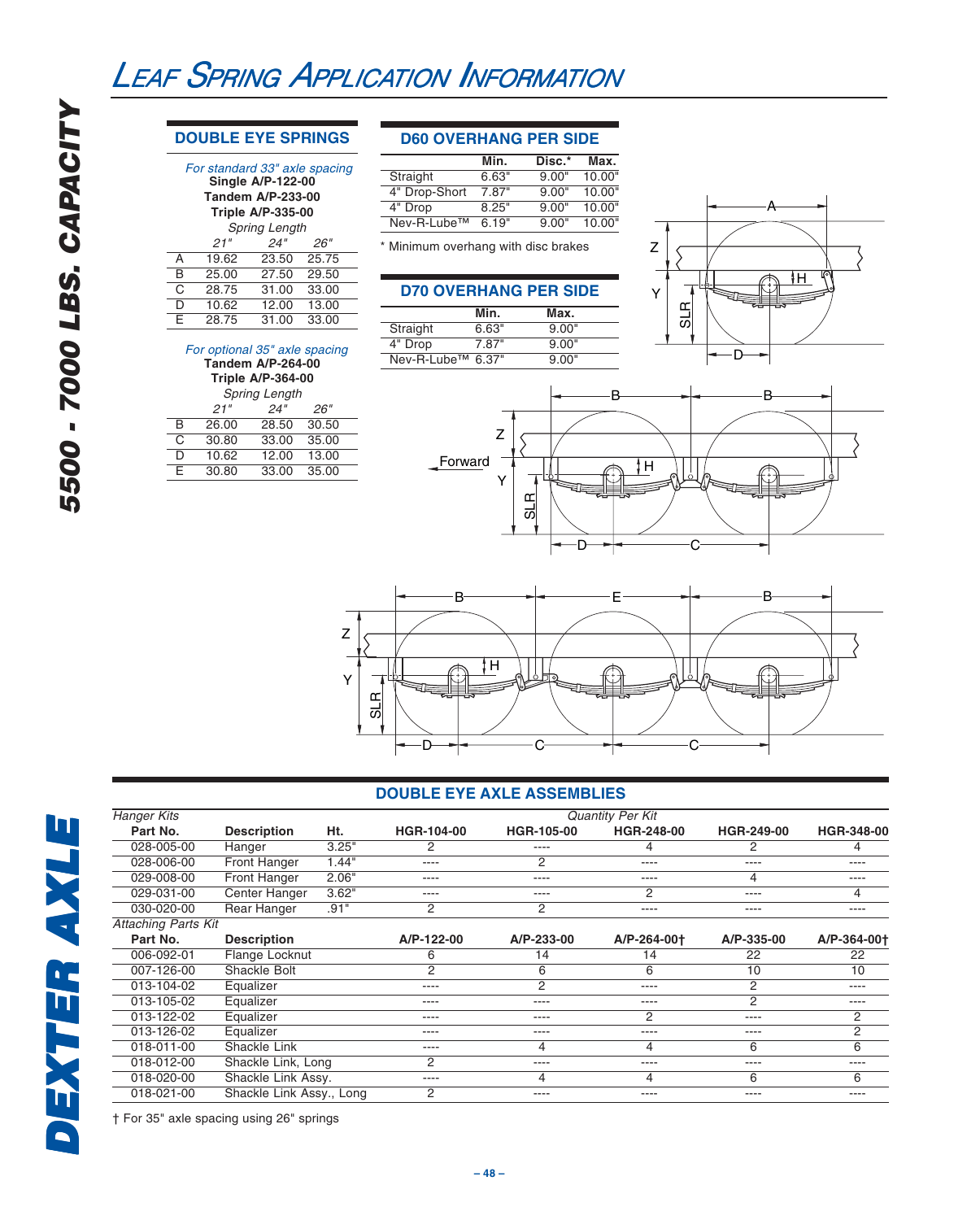# Leaf Spring Application Information

## DOUBLE EYE SPRINGS

*For standard 33" axle spacing*

**Single A/P-122-00**
**Tandem A/P-233-00**
**Triple A/P-335-00**

| | *Spring Length* | | |
|---|---|---|---|
| | *21"* | *24"* | *26"* |
| A | 19.62 | 23.50 | 25.75 |
| B | 25.00 | 27.50 | 29.50 |
| C | 28.75 | 31.00 | 33.00 |
| D | 10.62 | 12.00 | 13.00 |
| E | 28.75 | 31.00 | 33.00 |

*For optional 35" axle spacing*

**Tandem A/P-264-00**
**Triple A/P-364-00**

| | *Spring Length* | | |
|---|---|---|---|
| | *21"* | *24"* | *26"* |
| B | 26.00 | 28.50 | 30.50 |
| C | 30.80 | 33.00 | 35.00 |
| D | 10.62 | 12.00 | 13.00 |
| E | 30.80 | 33.00 | 35.00 |

## D60 OVERHANG PER SIDE

| | Min. | Disc.* | Max. |
|---|---|---|---|
| Straight | 6.63" | 9.00" | 10.00" |
| 4" Drop-Short | 7.87" | 9.00" | 10.00" |
| 4" Drop | 8.25" | 9.00" | 10.00" |
| Nev-R-Lube™ | 6.19" | 9.00" | 10.00" |

\* Minimum overhang with disc brakes

## D70 OVERHANG PER SIDE

| | Min. | Max. |
|---|---|---|
| Straight | 6.63" | 9.00" |
| 4" Drop | 7.87" | 9.00" |
| Nev-R-Lube™ | 6.37" | 9.00" |

## DOUBLE EYE AXLE ASSEMBLIES

| *Hanger Kits* | | | *Quantity Per Kit* | | | | |
|---|---|---|---|---|---|---|---|
| **Part No.** | **Description** | **Ht.** | **HGR-104-00** | **HGR-105-00** | **HGR-248-00** | **HGR-249-00** | **HGR-348-00** |
| 028-005-00 | Hanger | 3.25" | 2 | ---- | 4 | 2 | 4 |
| 028-006-00 | Front Hanger | 1.44" | ---- | 2 | ---- | ---- | ---- |
| 029-008-00 | Front Hanger | 2.06" | ---- | ---- | ---- | 4 | ---- |
| 029-031-00 | Center Hanger | 3.62" | ---- | ---- | 2 | ---- | 4 |
| 030-020-00 | Rear Hanger | .91" | 2 | 2 | ---- | ---- | ---- |
| *Attaching Parts Kit* | | | | | | | |
| **Part No.** | **Description** | | **A/P-122-00** | **A/P-233-00** | **A/P-264-00†** | **A/P-335-00** | **A/P-364-00†** |
| 006-092-01 | Flange Locknut | | 6 | 14 | 14 | 22 | 22 |
| 007-126-00 | Shackle Bolt | | 2 | 6 | 6 | 10 | 10 |
| 013-104-02 | Equalizer | | ---- | 2 | ---- | 2 | ---- |
| 013-105-02 | Equalizer | | ---- | ---- | ---- | 2 | ---- |
| 013-122-02 | Equalizer | | ---- | ---- | 2 | ---- | 2 |
| 013-126-02 | Equalizer | | ---- | ---- | ---- | ---- | 2 |
| 018-011-00 | Shackle Link | | ---- | 4 | 4 | 6 | 6 |
| 018-012-00 | Shackle Link, Long | | 2 | ---- | ---- | ---- | ---- |
| 018-020-00 | Shackle Link Assy. | | ---- | 4 | 4 | 6 | 6 |
| 018-021-00 | Shackle Link Assy., Long | | 2 | ---- | ---- | ---- | ---- |

† For 35" axle spacing using 26" springs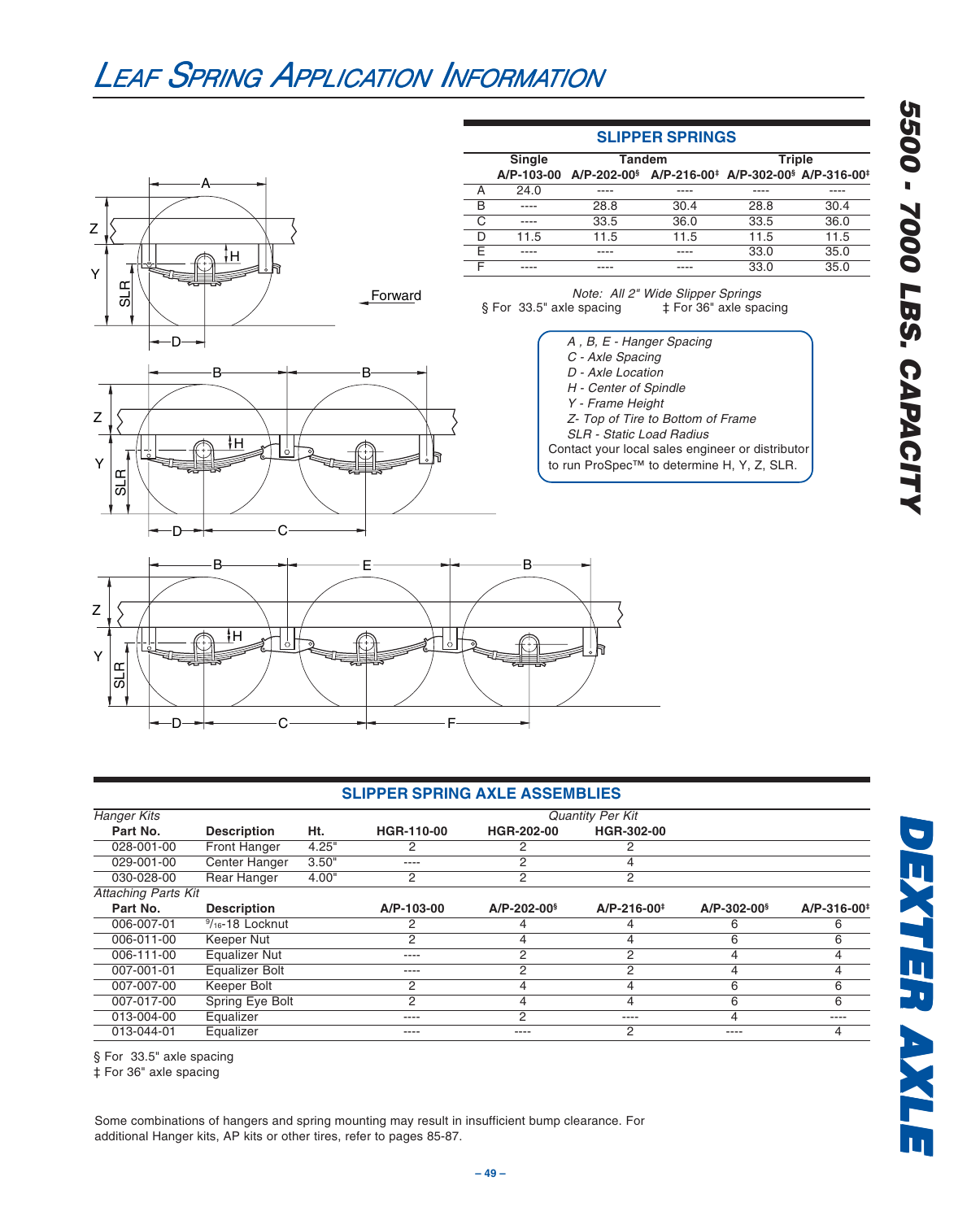# Leaf Spring Application Information

## SLIPPER SPRINGS

| | Single | Tandem | | Triple | |
|---|---|---|---|---|---|
| | A/P-103-00 | A/P-202-00§ | A/P-216-00‡ | A/P-302-00§ | A/P-316-00‡ |
| A | 24.0 | ---- | ---- | ---- | ---- |
| B | ---- | 28.8 | 30.4 | 28.8 | 30.4 |
| C | ---- | 33.5 | 36.0 | 33.5 | 36.0 |
| D | 11.5 | 11.5 | 11.5 | 11.5 | 11.5 |
| E | ---- | ---- | ---- | 33.0 | 35.0 |
| F | ---- | ---- | ---- | 33.0 | 35.0 |

*Note: All 2" Wide Slipper Springs*

§ For 33.5" axle spacing ‡ For 36" axle spacing

*A , B, E - Hanger Spacing*
*C - Axle Spacing*
*D - Axle Location*
*H - Center of Spindle*
*Y - Frame Height*
*Z- Top of Tire to Bottom of Frame*
*SLR - Static Load Radius*

Contact your local sales engineer or distributor to run ProSpec™ to determine H, Y, Z, SLR.

## SLIPPER SPRING AXLE ASSEMBLIES

| *Hanger Kits* | | | | *Quantity Per Kit* | | | |
|---|---|---|---|---|---|---|---|
| **Part No.** | **Description** | **Ht.** | **HGR-110-00** | **HGR-202-00** | **HGR-302-00** | | |
| 028-001-00 | Front Hanger | 4.25" | 2 | 2 | 2 | | |
| 029-001-00 | Center Hanger | 3.50" | ---- | 2 | 4 | | |
| 030-028-00 | Rear Hanger | 4.00" | 2 | 2 | 2 | | |
| *Attaching Parts Kit* | | | | | | | |
| **Part No.** | **Description** | | **A/P-103-00** | **A/P-202-00§** | **A/P-216-00‡** | **A/P-302-00§** | **A/P-316-00‡** |
| 006-007-01 | 9/16-18 Locknut | | 2 | 4 | 4 | 6 | 6 |
| 006-011-00 | Keeper Nut | | 2 | 4 | 4 | 6 | 6 |
| 006-111-00 | Equalizer Nut | | ---- | 2 | 2 | 4 | 4 |
| 007-001-01 | Equalizer Bolt | | ---- | 2 | 2 | 4 | 4 |
| 007-007-00 | Keeper Bolt | | 2 | 4 | 4 | 6 | 6 |
| 007-017-00 | Spring Eye Bolt | | 2 | 4 | 4 | 6 | 6 |
| 013-004-00 | Equalizer | | ---- | 2 | ---- | 4 | ---- |
| 013-044-01 | Equalizer | | ---- | ---- | 2 | ---- | 4 |

§ For 33.5" axle spacing
‡ For 36" axle spacing

Some combinations of hangers and spring mounting may result in insufficient bump clearance. For additional Hanger kits, AP kits or other tires, refer to pages 85-87.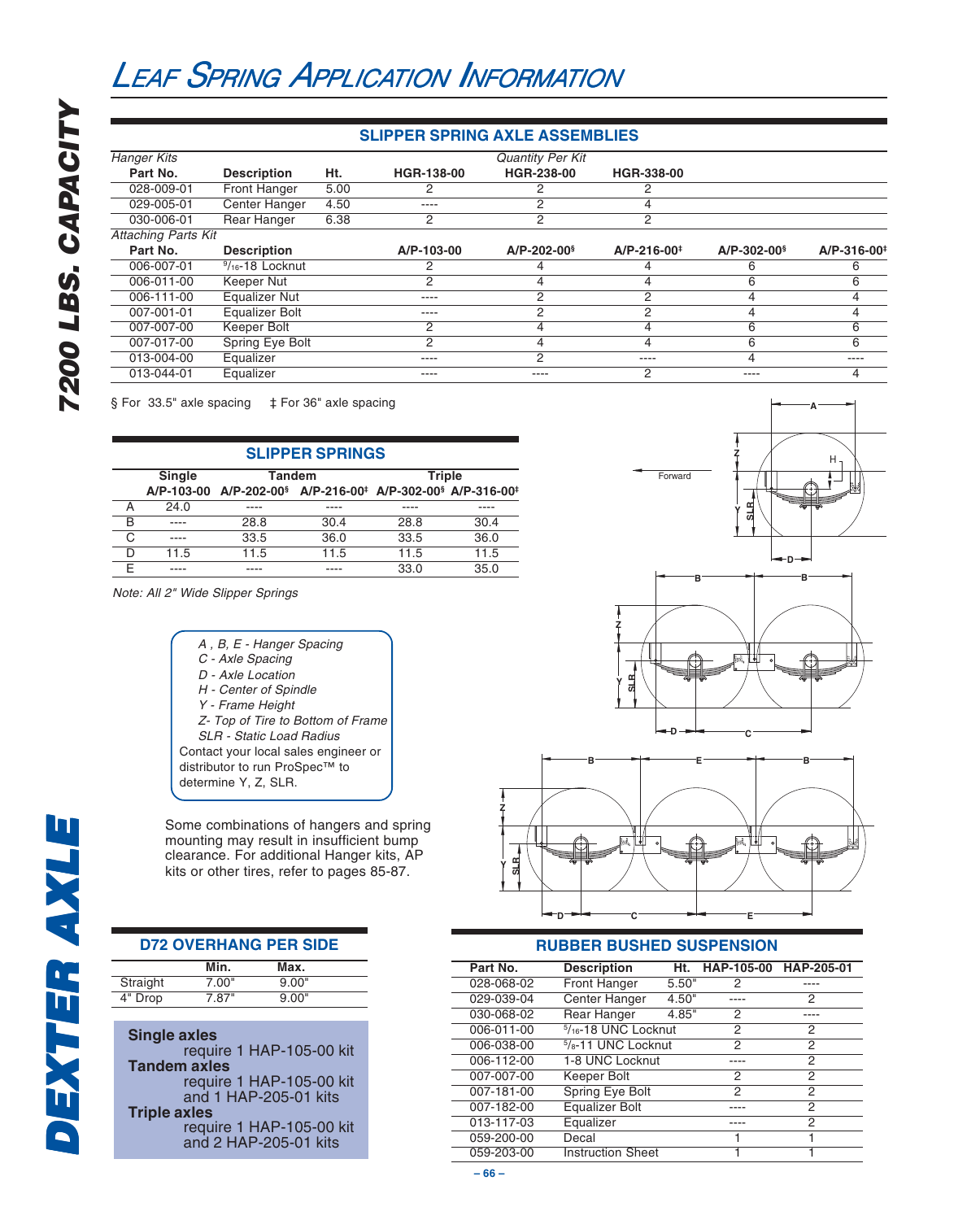# LEAF SPRING APPLICATION INFORMATION

**7200 LBS. CAPACITY**

## SLIPPER SPRING AXLE ASSEMBLIES

| *Hanger Kits* | | | *Quantity Per Kit* | | | | |
|---|---|---|---|---|---|---|---|
| **Part No.** | **Description** | **Ht.** | **HGR-138-00** | **HGR-238-00** | **HGR-338-00** | | |
| 028-009-01 | Front Hanger | 5.00 | 2 | 2 | 2 | | |
| 029-005-01 | Center Hanger | 4.50 | ---- | 2 | 4 | | |
| 030-006-01 | Rear Hanger | 6.38 | 2 | 2 | 2 | | |
| *Attaching Parts Kit* | | | | | | | |
| **Part No.** | **Description** | | **A/P-103-00** | **A/P-202-00§** | **A/P-216-00‡** | **A/P-302-00§** | **A/P-316-00‡** |
| 006-007-01 | 9/16-18 Locknut | | 2 | 4 | 4 | 6 | 6 |
| 006-011-00 | Keeper Nut | | 2 | 4 | 4 | 6 | 6 |
| 006-111-00 | Equalizer Nut | | ---- | 2 | 2 | 4 | 4 |
| 007-001-01 | Equalizer Bolt | | ---- | 2 | 2 | 4 | 4 |
| 007-007-00 | Keeper Bolt | | 2 | 4 | 4 | 6 | 6 |
| 007-017-00 | Spring Eye Bolt | | 2 | 4 | 4 | 6 | 6 |
| 013-004-00 | Equalizer | | ---- | 2 | ---- | 4 | ---- |
| 013-044-01 | Equalizer | | ---- | ---- | 2 | ---- | 4 |

§ For 33.5" axle spacing ‡ For 36" axle spacing

## SLIPPER SPRINGS

| | Single | Tandem | | Triple | |
|---|---|---|---|---|---|
| | A/P-103-00 | A/P-202-00§ | A/P-216-00‡ | A/P-302-00§ | A/P-316-00‡ |
| A | 24.0 | ---- | ---- | ---- | ---- |
| B | ---- | 28.8 | 30.4 | 28.8 | 30.4 |
| C | ---- | 33.5 | 36.0 | 33.5 | 36.0 |
| D | 11.5 | 11.5 | 11.5 | 11.5 | 11.5 |
| E | ---- | ---- | ---- | 33.0 | 35.0 |

*Note: All 2" Wide Slipper Springs*

*A , B, E - Hanger Spacing*
*C - Axle Spacing*
*D - Axle Location*
*H - Center of Spindle*
*Y - Frame Height*
*Z- Top of Tire to Bottom of Frame*
*SLR - Static Load Radius*
Contact your local sales engineer or distributor to run ProSpec™ to determine Y, Z, SLR.

Some combinations of hangers and spring mounting may result in insufficient bump clearance. For additional Hanger kits, AP kits or other tires, refer to pages 85-87.

## D72 OVERHANG PER SIDE

| | Min. | Max. |
|---|---|---|
| Straight | 7.00" | 9.00" |
| 4" Drop | 7.87" | 9.00" |

**Single axles**
require 1 HAP-105-00 kit
**Tandem axles**
require 1 HAP-105-00 kit and 1 HAP-205-01 kits
**Triple axles**
require 1 HAP-105-00 kit and 2 HAP-205-01 kits

## RUBBER BUSHED SUSPENSION

| Part No. | Description | Ht. | HAP-105-00 | HAP-205-01 |
|---|---|---|---|---|
| 028-068-02 | Front Hanger | 5.50" | 2 | ---- |
| 029-039-04 | Center Hanger | 4.50" | ---- | 2 |
| 030-068-02 | Rear Hanger | 4.85" | 2 | ---- |
| 006-011-00 | 5/16-18 UNC Locknut | | 2 | 2 |
| 006-038-00 | 5/8-11 UNC Locknut | | 2 | 2 |
| 006-112-00 | 1-8 UNC Locknut | | ---- | 2 |
| 007-007-00 | Keeper Bolt | | 2 | 2 |
| 007-181-00 | Spring Eye Bolt | | 2 | 2 |
| 007-182-00 | Equalizer Bolt | | ---- | 2 |
| 013-117-03 | Equalizer | | ---- | 2 |
| 059-200-00 | Decal | | 1 | 1 |
| 059-203-00 | Instruction Sheet | | 1 | 1 |

**DEXTER AXLE**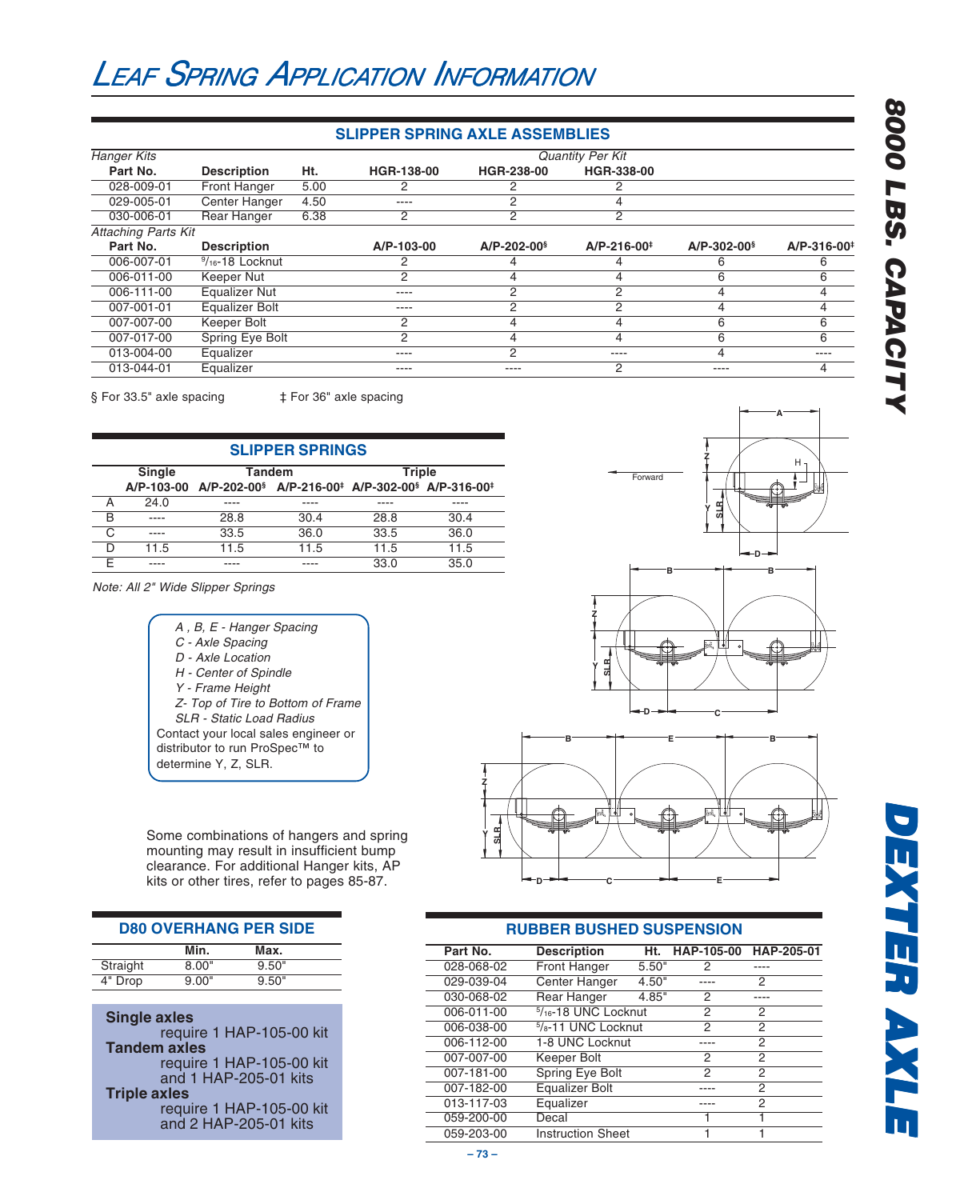# Leaf Spring Application Information

## SLIPPER SPRING AXLE ASSEMBLIES

| *Hanger Kits* | | | *Quantity Per Kit* | | | | |
|---|---|---|---|---|---|---|---|
| **Part No.** | **Description** | **Ht.** | **HGR-138-00** | **HGR-238-00** | **HGR-338-00** | | |
| 028-009-01 | Front Hanger | 5.00 | 2 | 2 | 2 | | |
| 029-005-01 | Center Hanger | 4.50 | ---- | 2 | 4 | | |
| 030-006-01 | Rear Hanger | 6.38 | 2 | 2 | 2 | | |
| *Attaching Parts Kit* | | | | | | | |
| **Part No.** | **Description** | | **A/P-103-00** | **A/P-202-00§** | **A/P-216-00‡** | **A/P-302-00§** | **A/P-316-00‡** |
| 006-007-01 | 9/16-18 Locknut | | 2 | 4 | 4 | 6 | 6 |
| 006-011-00 | Keeper Nut | | 2 | 4 | 4 | 6 | 6 |
| 006-111-00 | Equalizer Nut | | ---- | 2 | 2 | 4 | 4 |
| 007-001-01 | Equalizer Bolt | | ---- | 2 | 2 | 4 | 4 |
| 007-007-00 | Keeper Bolt | | 2 | 4 | 4 | 6 | 6 |
| 007-017-00 | Spring Eye Bolt | | 2 | 4 | 4 | 6 | 6 |
| 013-004-00 | Equalizer | | ---- | 2 | ---- | 4 | ---- |
| 013-044-01 | Equalizer | | ---- | ---- | 2 | ---- | 4 |

§ For 33.5" axle spacing ‡ For 36" axle spacing

## SLIPPER SPRINGS

| | Single | Tandem | | Triple | |
|---|---|---|---|---|---|
| | A/P-103-00 | A/P-202-00§ | A/P-216-00‡ | A/P-302-00§ | A/P-316-00‡ |
| A | 24.0 | ---- | ---- | ---- | ---- |
| B | ---- | 28.8 | 30.4 | 28.8 | 30.4 |
| C | ---- | 33.5 | 36.0 | 33.5 | 36.0 |
| D | 11.5 | 11.5 | 11.5 | 11.5 | 11.5 |
| E | ---- | ---- | ---- | 33.0 | 35.0 |

*Note: All 2" Wide Slipper Springs*

*A , B, E - Hanger Spacing*
*C - Axle Spacing*
*D - Axle Location*
*H - Center of Spindle*
*Y - Frame Height*
*Z- Top of Tire to Bottom of Frame*
*SLR - Static Load Radius*
Contact your local sales engineer or distributor to run ProSpec™ to determine Y, Z, SLR.

Some combinations of hangers and spring mounting may result in insufficient bump clearance. For additional Hanger kits, AP kits or other tires, refer to pages 85-87.

A
H
Forward
Z
Y
SLR
D
B
B
Z
Y
SLR
D
C
B
E
B
Z
Y
SLR
D
C
E

## D80 OVERHANG PER SIDE

| | Min. | Max. |
|---|---|---|
| Straight | 8.00" | 9.50" |
| 4" Drop | 9.00" | 9.50" |

**Single axles**
require 1 HAP-105-00 kit
**Tandem axles**
require 1 HAP-105-00 kit and 1 HAP-205-01 kits
**Triple axles**
require 1 HAP-105-00 kit and 2 HAP-205-01 kits

## RUBBER BUSHED SUSPENSION

| Part No. | Description | Ht. | HAP-105-00 | HAP-205-01 |
|---|---|---|---|---|
| 028-068-02 | Front Hanger | 5.50" | 2 | ---- |
| 029-039-04 | Center Hanger | 4.50" | ---- | 2 |
| 030-068-02 | Rear Hanger | 4.85" | 2 | ---- |
| 006-011-00 | 5/16-18 UNC Locknut | | 2 | 2 |
| 006-038-00 | 5/8-11 UNC Locknut | | 2 | 2 |
| 006-112-00 | 1-8 UNC Locknut | | ---- | 2 |
| 007-007-00 | Keeper Bolt | | 2 | 2 |
| 007-181-00 | Spring Eye Bolt | | 2 | 2 |
| 007-182-00 | Equalizer Bolt | | ---- | 2 |
| 013-117-03 | Equalizer | | ---- | 2 |
| 059-200-00 | Decal | | 1 | 1 |
| 059-203-00 | Instruction Sheet | | 1 | 1 |